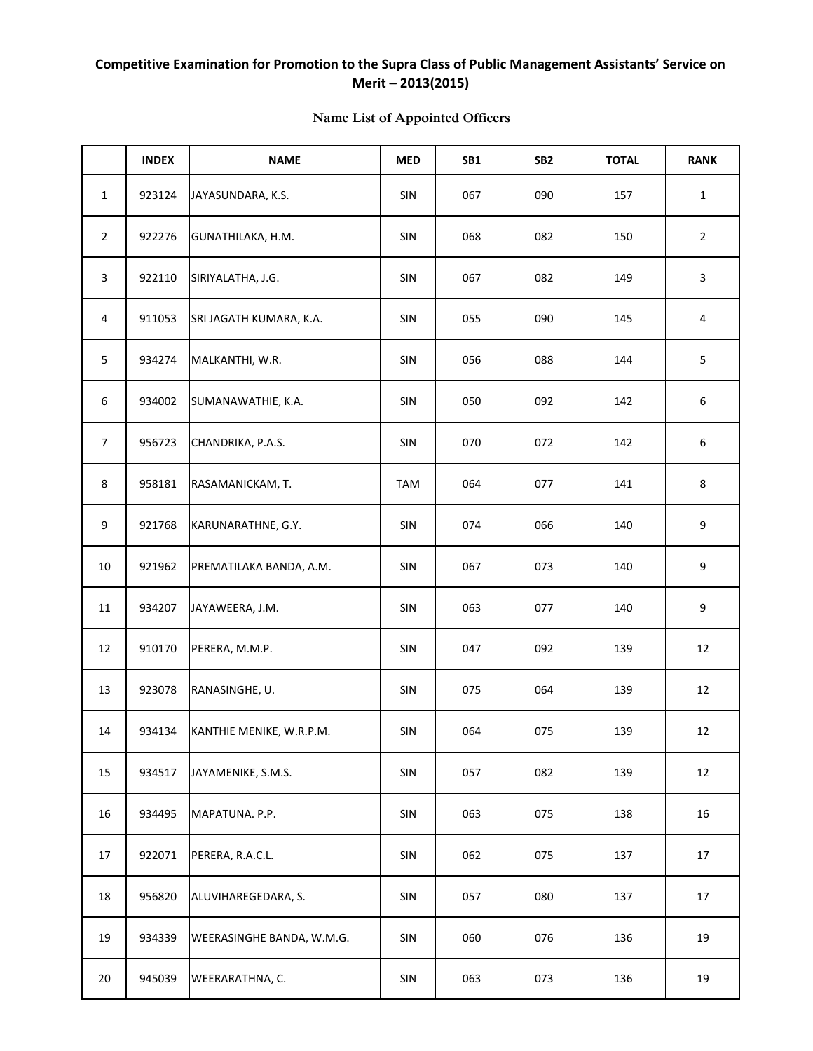# Competitive Examination for Promotion to the Supra Class of Public Management Assistants' Service on Merit – 2013(2015)

## Name List of Appointed Officers

| | INDEX | NAME | MED | SB1 | SB2 | TOTAL | RANK |
|---|---|---|---|---|---|---|---|
| 1 | 923124 | JAYASUNDARA, K.S. | SIN | 067 | 090 | 157 | 1 |
| 2 | 922276 | GUNATHILAKA, H.M. | SIN | 068 | 082 | 150 | 2 |
| 3 | 922110 | SIRIYALATHA, J.G. | SIN | 067 | 082 | 149 | 3 |
| 4 | 911053 | SRI JAGATH KUMARA, K.A. | SIN | 055 | 090 | 145 | 4 |
| 5 | 934274 | MALKANTHI, W.R. | SIN | 056 | 088 | 144 | 5 |
| 6 | 934002 | SUMANAWATHIE, K.A. | SIN | 050 | 092 | 142 | 6 |
| 7 | 956723 | CHANDRIKA, P.A.S. | SIN | 070 | 072 | 142 | 6 |
| 8 | 958181 | RASAMANICKAM, T. | TAM | 064 | 077 | 141 | 8 |
| 9 | 921768 | KARUNARATHNE, G.Y. | SIN | 074 | 066 | 140 | 9 |
| 10 | 921962 | PREMATILAKA BANDA, A.M. | SIN | 067 | 073 | 140 | 9 |
| 11 | 934207 | JAYAWEERA, J.M. | SIN | 063 | 077 | 140 | 9 |
| 12 | 910170 | PERERA, M.M.P. | SIN | 047 | 092 | 139 | 12 |
| 13 | 923078 | RANASINGHE, U. | SIN | 075 | 064 | 139 | 12 |
| 14 | 934134 | KANTHIE MENIKE, W.R.P.M. | SIN | 064 | 075 | 139 | 12 |
| 15 | 934517 | JAYAMENIKE, S.M.S. | SIN | 057 | 082 | 139 | 12 |
| 16 | 934495 | MAPATUNA. P.P. | SIN | 063 | 075 | 138 | 16 |
| 17 | 922071 | PERERA, R.A.C.L. | SIN | 062 | 075 | 137 | 17 |
| 18 | 956820 | ALUVIHAREGEDARA, S. | SIN | 057 | 080 | 137 | 17 |
| 19 | 934339 | WEERASINGHE BANDA, W.M.G. | SIN | 060 | 076 | 136 | 19 |
| 20 | 945039 | WEERARATHNA, C. | SIN | 063 | 073 | 136 | 19 |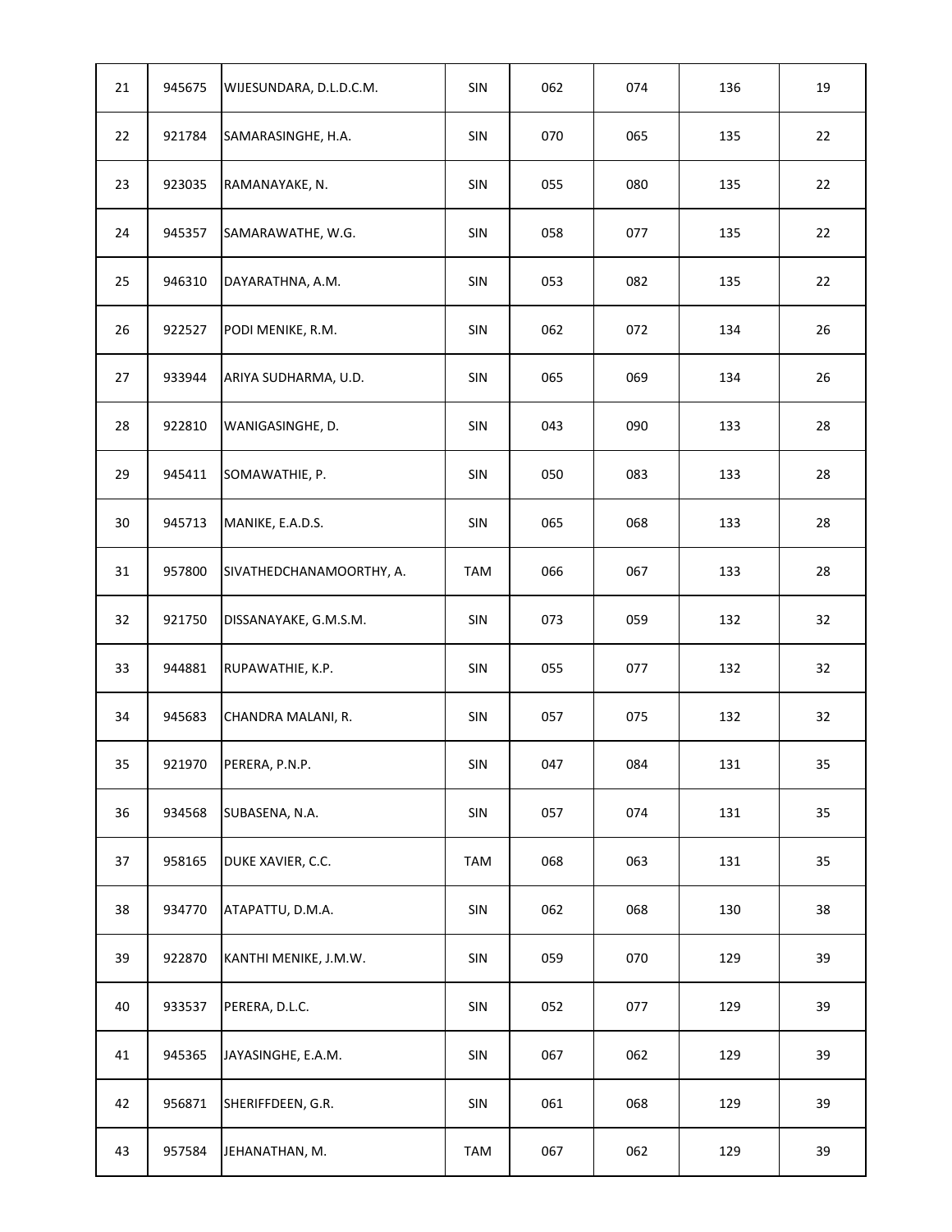| | | | | | | | |
|---|---|---|---|---|---|---|---|
| 21 | 945675 | WIJESUNDARA, D.L.D.C.M. | SIN | 062 | 074 | 136 | 19 |
| 22 | 921784 | SAMARASINGHE, H.A. | SIN | 070 | 065 | 135 | 22 |
| 23 | 923035 | RAMANAYAKE, N. | SIN | 055 | 080 | 135 | 22 |
| 24 | 945357 | SAMARAWATHE, W.G. | SIN | 058 | 077 | 135 | 22 |
| 25 | 946310 | DAYARATHNA, A.M. | SIN | 053 | 082 | 135 | 22 |
| 26 | 922527 | PODI MENIKE, R.M. | SIN | 062 | 072 | 134 | 26 |
| 27 | 933944 | ARIYA SUDHARMA, U.D. | SIN | 065 | 069 | 134 | 26 |
| 28 | 922810 | WANIGASINGHE, D. | SIN | 043 | 090 | 133 | 28 |
| 29 | 945411 | SOMAWATHIE, P. | SIN | 050 | 083 | 133 | 28 |
| 30 | 945713 | MANIKE, E.A.D.S. | SIN | 065 | 068 | 133 | 28 |
| 31 | 957800 | SIVATHEDCHANAMOORTHY, A. | TAM | 066 | 067 | 133 | 28 |
| 32 | 921750 | DISSANAYAKE, G.M.S.M. | SIN | 073 | 059 | 132 | 32 |
| 33 | 944881 | RUPAWATHIE, K.P. | SIN | 055 | 077 | 132 | 32 |
| 34 | 945683 | CHANDRA MALANI, R. | SIN | 057 | 075 | 132 | 32 |
| 35 | 921970 | PERERA, P.N.P. | SIN | 047 | 084 | 131 | 35 |
| 36 | 934568 | SUBASENA, N.A. | SIN | 057 | 074 | 131 | 35 |
| 37 | 958165 | DUKE XAVIER, C.C. | TAM | 068 | 063 | 131 | 35 |
| 38 | 934770 | ATAPATTU, D.M.A. | SIN | 062 | 068 | 130 | 38 |
| 39 | 922870 | KANTHI MENIKE, J.M.W. | SIN | 059 | 070 | 129 | 39 |
| 40 | 933537 | PERERA, D.L.C. | SIN | 052 | 077 | 129 | 39 |
| 41 | 945365 | JAYASINGHE, E.A.M. | SIN | 067 | 062 | 129 | 39 |
| 42 | 956871 | SHERIFFDEEN, G.R. | SIN | 061 | 068 | 129 | 39 |
| 43 | 957584 | JEHANATHAN, M. | TAM | 067 | 062 | 129 | 39 |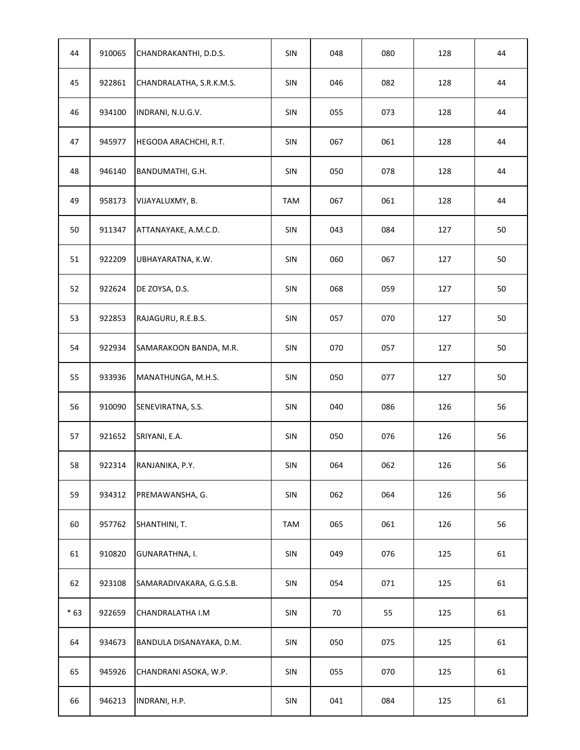| 44 | 910065 | CHANDRAKANTHI, D.D.S. | SIN | 048 | 080 | 128 | 44 |
|---|---|---|---|---|---|---|---|
| 45 | 922861 | CHANDRALATHA, S.R.K.M.S. | SIN | 046 | 082 | 128 | 44 |
| 46 | 934100 | INDRANI, N.U.G.V. | SIN | 055 | 073 | 128 | 44 |
| 47 | 945977 | HEGODA ARACHCHI, R.T. | SIN | 067 | 061 | 128 | 44 |
| 48 | 946140 | BANDUMATHI, G.H. | SIN | 050 | 078 | 128 | 44 |
| 49 | 958173 | VIJAYALUXMY, B. | TAM | 067 | 061 | 128 | 44 |
| 50 | 911347 | ATTANAYAKE, A.M.C.D. | SIN | 043 | 084 | 127 | 50 |
| 51 | 922209 | UBHAYARATNA, K.W. | SIN | 060 | 067 | 127 | 50 |
| 52 | 922624 | DE ZOYSA, D.S. | SIN | 068 | 059 | 127 | 50 |
| 53 | 922853 | RAJAGURU, R.E.B.S. | SIN | 057 | 070 | 127 | 50 |
| 54 | 922934 | SAMARAKOON BANDA, M.R. | SIN | 070 | 057 | 127 | 50 |
| 55 | 933936 | MANATHUNGA, M.H.S. | SIN | 050 | 077 | 127 | 50 |
| 56 | 910090 | SENEVIRATNA, S.S. | SIN | 040 | 086 | 126 | 56 |
| 57 | 921652 | SRIYANI, E.A. | SIN | 050 | 076 | 126 | 56 |
| 58 | 922314 | RANJANIKA, P.Y. | SIN | 064 | 062 | 126 | 56 |
| 59 | 934312 | PREMAWANSHA, G. | SIN | 062 | 064 | 126 | 56 |
| 60 | 957762 | SHANTHINI, T. | TAM | 065 | 061 | 126 | 56 |
| 61 | 910820 | GUNARATHNA, I. | SIN | 049 | 076 | 125 | 61 |
| 62 | 923108 | SAMARADIVAKARA, G.G.S.B. | SIN | 054 | 071 | 125 | 61 |
| * 63 | 922659 | CHANDRALATHA I.M | SIN | 70 | 55 | 125 | 61 |
| 64 | 934673 | BANDULA DISANAYAKA, D.M. | SIN | 050 | 075 | 125 | 61 |
| 65 | 945926 | CHANDRANI ASOKA, W.P. | SIN | 055 | 070 | 125 | 61 |
| 66 | 946213 | INDRANI, H.P. | SIN | 041 | 084 | 125 | 61 |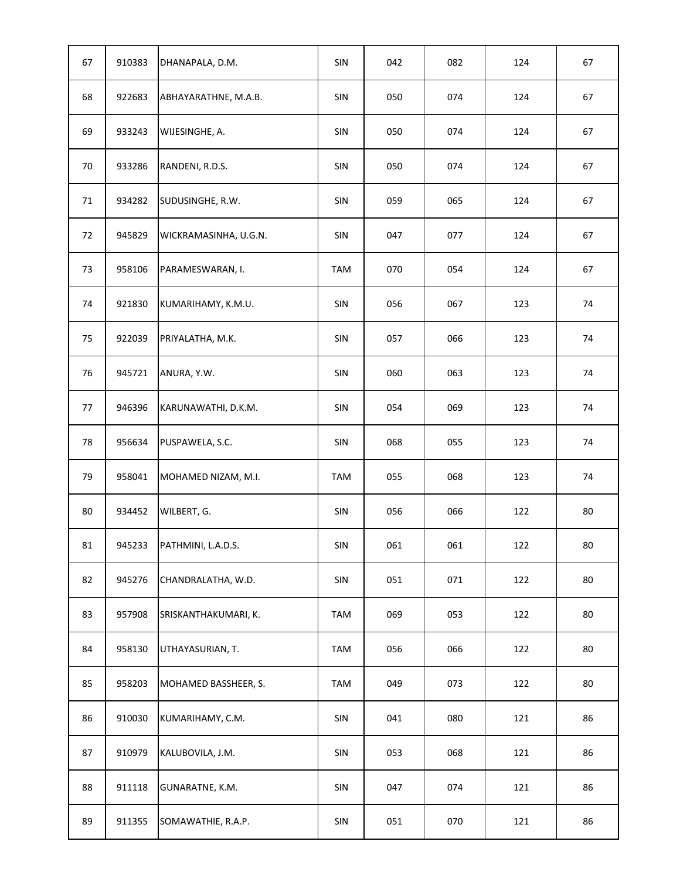| | | | | | | | |
|---|---|---|---|---|---|---|---|
| 67 | 910383 | DHANAPALA, D.M. | SIN | 042 | 082 | 124 | 67 |
| 68 | 922683 | ABHAYARATHNE, M.A.B. | SIN | 050 | 074 | 124 | 67 |
| 69 | 933243 | WIJESINGHE, A. | SIN | 050 | 074 | 124 | 67 |
| 70 | 933286 | RANDENI, R.D.S. | SIN | 050 | 074 | 124 | 67 |
| 71 | 934282 | SUDUSINGHE, R.W. | SIN | 059 | 065 | 124 | 67 |
| 72 | 945829 | WICKRAMASINHA, U.G.N. | SIN | 047 | 077 | 124 | 67 |
| 73 | 958106 | PARAMESWARAN, I. | TAM | 070 | 054 | 124 | 67 |
| 74 | 921830 | KUMARIHAMY, K.M.U. | SIN | 056 | 067 | 123 | 74 |
| 75 | 922039 | PRIYALATHA, M.K. | SIN | 057 | 066 | 123 | 74 |
| 76 | 945721 | ANURA, Y.W. | SIN | 060 | 063 | 123 | 74 |
| 77 | 946396 | KARUNAWATHI, D.K.M. | SIN | 054 | 069 | 123 | 74 |
| 78 | 956634 | PUSPAWELA, S.C. | SIN | 068 | 055 | 123 | 74 |
| 79 | 958041 | MOHAMED NIZAM, M.I. | TAM | 055 | 068 | 123 | 74 |
| 80 | 934452 | WILBERT, G. | SIN | 056 | 066 | 122 | 80 |
| 81 | 945233 | PATHMINI, L.A.D.S. | SIN | 061 | 061 | 122 | 80 |
| 82 | 945276 | CHANDRALATHA, W.D. | SIN | 051 | 071 | 122 | 80 |
| 83 | 957908 | SRISKANTHAKUMARI, K. | TAM | 069 | 053 | 122 | 80 |
| 84 | 958130 | UTHAYASURIAN, T. | TAM | 056 | 066 | 122 | 80 |
| 85 | 958203 | MOHAMED BASSHEER, S. | TAM | 049 | 073 | 122 | 80 |
| 86 | 910030 | KUMARIHAMY, C.M. | SIN | 041 | 080 | 121 | 86 |
| 87 | 910979 | KALUBOVILA, J.M. | SIN | 053 | 068 | 121 | 86 |
| 88 | 911118 | GUNARATNE, K.M. | SIN | 047 | 074 | 121 | 86 |
| 89 | 911355 | SOMAWATHIE, R.A.P. | SIN | 051 | 070 | 121 | 86 |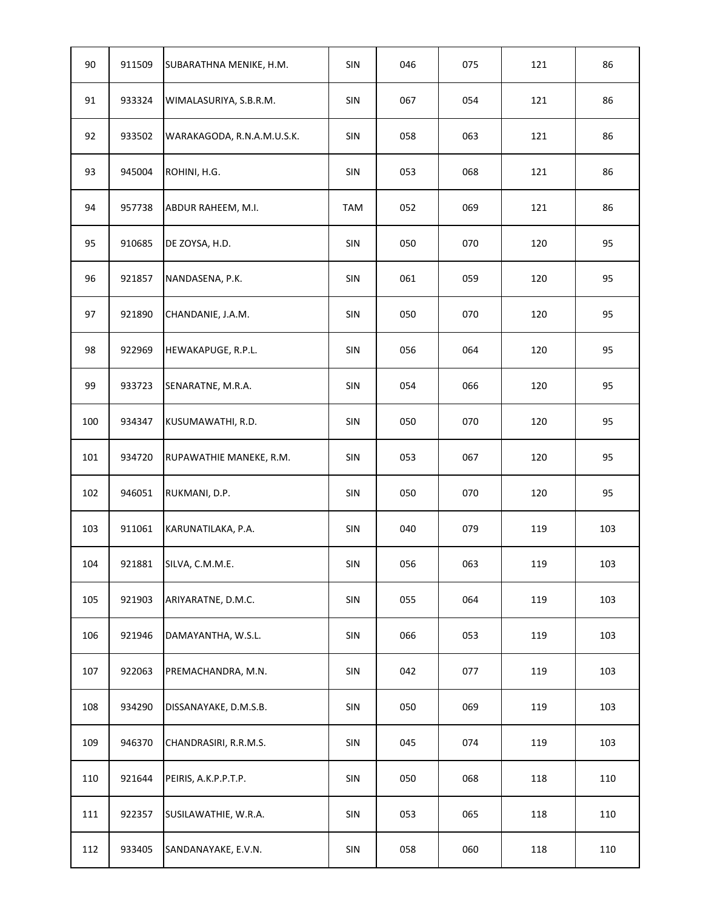| | | | | | | | |
|---|---|---|---|---|---|---|---|
| 90 | 911509 | SUBARATHNA MENIKE, H.M. | SIN | 046 | 075 | 121 | 86 |
| 91 | 933324 | WIMALASURIYA, S.B.R.M. | SIN | 067 | 054 | 121 | 86 |
| 92 | 933502 | WARAKAGODA, R.N.A.M.U.S.K. | SIN | 058 | 063 | 121 | 86 |
| 93 | 945004 | ROHINI, H.G. | SIN | 053 | 068 | 121 | 86 |
| 94 | 957738 | ABDUR RAHEEM, M.I. | TAM | 052 | 069 | 121 | 86 |
| 95 | 910685 | DE ZOYSA, H.D. | SIN | 050 | 070 | 120 | 95 |
| 96 | 921857 | NANDASENA, P.K. | SIN | 061 | 059 | 120 | 95 |
| 97 | 921890 | CHANDANIE, J.A.M. | SIN | 050 | 070 | 120 | 95 |
| 98 | 922969 | HEWAKAPUGE, R.P.L. | SIN | 056 | 064 | 120 | 95 |
| 99 | 933723 | SENARATNE, M.R.A. | SIN | 054 | 066 | 120 | 95 |
| 100 | 934347 | KUSUMAWATHI, R.D. | SIN | 050 | 070 | 120 | 95 |
| 101 | 934720 | RUPAWATHIE MANEKE, R.M. | SIN | 053 | 067 | 120 | 95 |
| 102 | 946051 | RUKMANI, D.P. | SIN | 050 | 070 | 120 | 95 |
| 103 | 911061 | KARUNATILAKA, P.A. | SIN | 040 | 079 | 119 | 103 |
| 104 | 921881 | SILVA, C.M.M.E. | SIN | 056 | 063 | 119 | 103 |
| 105 | 921903 | ARIYARATNE, D.M.C. | SIN | 055 | 064 | 119 | 103 |
| 106 | 921946 | DAMAYANTHA, W.S.L. | SIN | 066 | 053 | 119 | 103 |
| 107 | 922063 | PREMACHANDRA, M.N. | SIN | 042 | 077 | 119 | 103 |
| 108 | 934290 | DISSANAYAKE, D.M.S.B. | SIN | 050 | 069 | 119 | 103 |
| 109 | 946370 | CHANDRASIRI, R.R.M.S. | SIN | 045 | 074 | 119 | 103 |
| 110 | 921644 | PEIRIS, A.K.P.P.T.P. | SIN | 050 | 068 | 118 | 110 |
| 111 | 922357 | SUSILAWATHIE, W.R.A. | SIN | 053 | 065 | 118 | 110 |
| 112 | 933405 | SANDANAYAKE, E.V.N. | SIN | 058 | 060 | 118 | 110 |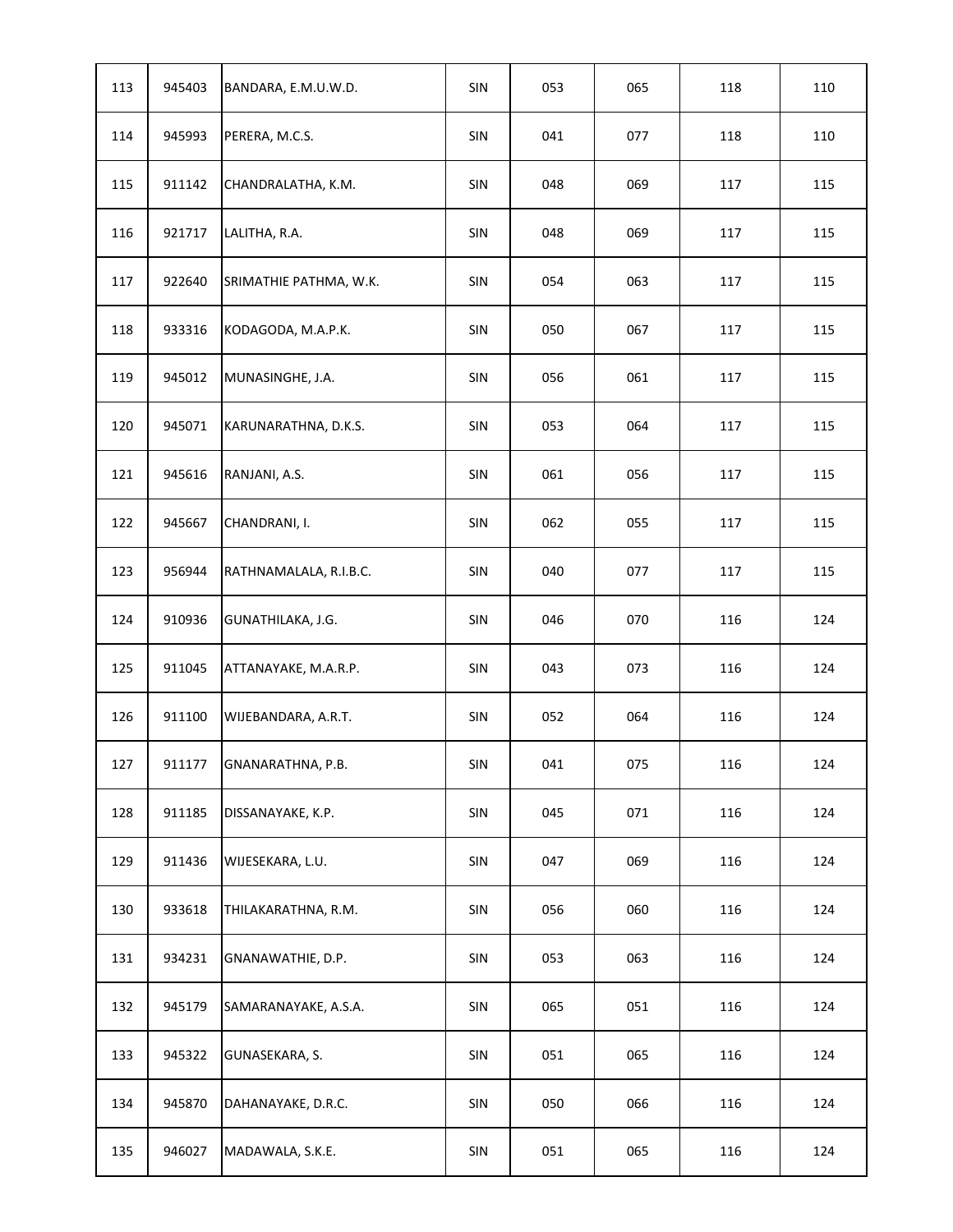| | | | | | | | |
|---|---|---|---|---|---|---|---|
| 113 | 945403 | BANDARA, E.M.U.W.D. | SIN | 053 | 065 | 118 | 110 |
| 114 | 945993 | PERERA, M.C.S. | SIN | 041 | 077 | 118 | 110 |
| 115 | 911142 | CHANDRALATHA, K.M. | SIN | 048 | 069 | 117 | 115 |
| 116 | 921717 | LALITHA, R.A. | SIN | 048 | 069 | 117 | 115 |
| 117 | 922640 | SRIMATHIE PATHMA, W.K. | SIN | 054 | 063 | 117 | 115 |
| 118 | 933316 | KODAGODA, M.A.P.K. | SIN | 050 | 067 | 117 | 115 |
| 119 | 945012 | MUNASINGHE, J.A. | SIN | 056 | 061 | 117 | 115 |
| 120 | 945071 | KARUNARATHNA, D.K.S. | SIN | 053 | 064 | 117 | 115 |
| 121 | 945616 | RANJANI, A.S. | SIN | 061 | 056 | 117 | 115 |
| 122 | 945667 | CHANDRANI, I. | SIN | 062 | 055 | 117 | 115 |
| 123 | 956944 | RATHNAMALALA, R.I.B.C. | SIN | 040 | 077 | 117 | 115 |
| 124 | 910936 | GUNATHILAKA, J.G. | SIN | 046 | 070 | 116 | 124 |
| 125 | 911045 | ATTANAYAKE, M.A.R.P. | SIN | 043 | 073 | 116 | 124 |
| 126 | 911100 | WIJEBANDARA, A.R.T. | SIN | 052 | 064 | 116 | 124 |
| 127 | 911177 | GNANARATHNA, P.B. | SIN | 041 | 075 | 116 | 124 |
| 128 | 911185 | DISSANAYAKE, K.P. | SIN | 045 | 071 | 116 | 124 |
| 129 | 911436 | WIJESEKARA, L.U. | SIN | 047 | 069 | 116 | 124 |
| 130 | 933618 | THILAKARATHNA, R.M. | SIN | 056 | 060 | 116 | 124 |
| 131 | 934231 | GNANAWATHIE, D.P. | SIN | 053 | 063 | 116 | 124 |
| 132 | 945179 | SAMARANAYAKE, A.S.A. | SIN | 065 | 051 | 116 | 124 |
| 133 | 945322 | GUNASEKARA, S. | SIN | 051 | 065 | 116 | 124 |
| 134 | 945870 | DAHANAYAKE, D.R.C. | SIN | 050 | 066 | 116 | 124 |
| 135 | 946027 | MADAWALA, S.K.E. | SIN | 051 | 065 | 116 | 124 |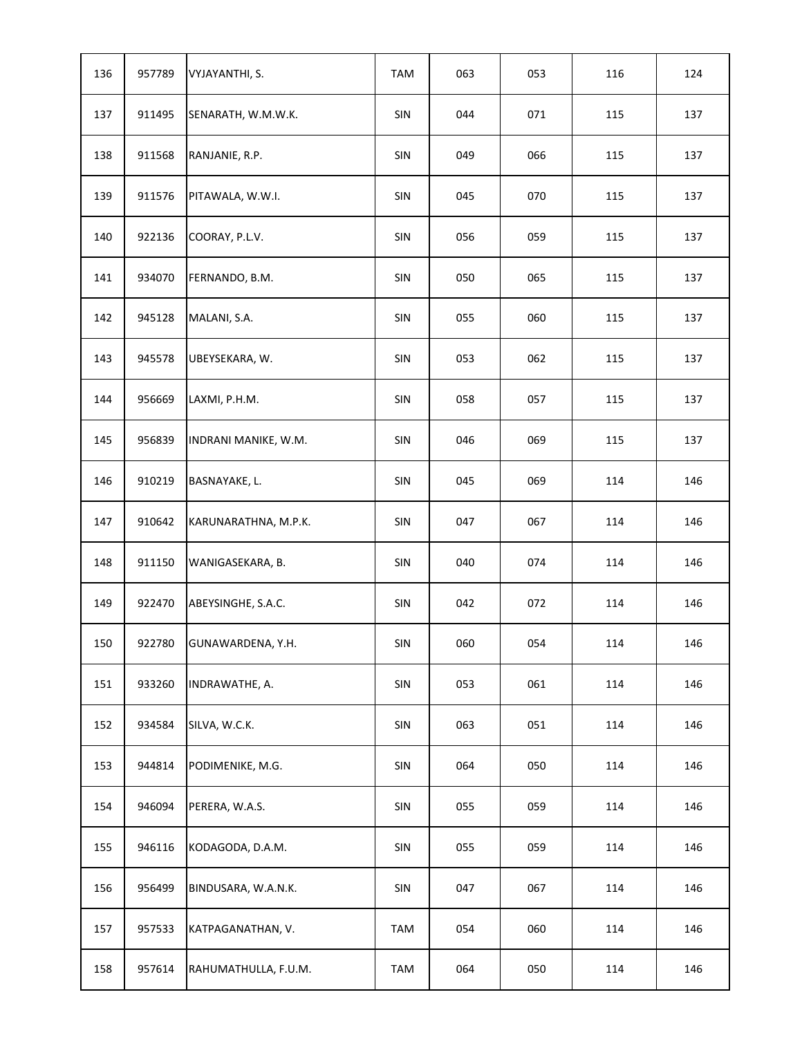| | | | | | | | |
|---|---|---|---|---|---|---|---|
| 136 | 957789 | VYJAYANTHI, S. | TAM | 063 | 053 | 116 | 124 |
| 137 | 911495 | SENARATH, W.M.W.K. | SIN | 044 | 071 | 115 | 137 |
| 138 | 911568 | RANJANIE, R.P. | SIN | 049 | 066 | 115 | 137 |
| 139 | 911576 | PITAWALA, W.W.I. | SIN | 045 | 070 | 115 | 137 |
| 140 | 922136 | COORAY, P.L.V. | SIN | 056 | 059 | 115 | 137 |
| 141 | 934070 | FERNANDO, B.M. | SIN | 050 | 065 | 115 | 137 |
| 142 | 945128 | MALANI, S.A. | SIN | 055 | 060 | 115 | 137 |
| 143 | 945578 | UBEYSEKARA, W. | SIN | 053 | 062 | 115 | 137 |
| 144 | 956669 | LAXMI, P.H.M. | SIN | 058 | 057 | 115 | 137 |
| 145 | 956839 | INDRANI MANIKE, W.M. | SIN | 046 | 069 | 115 | 137 |
| 146 | 910219 | BASNAYAKE, L. | SIN | 045 | 069 | 114 | 146 |
| 147 | 910642 | KARUNARATHNA, M.P.K. | SIN | 047 | 067 | 114 | 146 |
| 148 | 911150 | WANIGASEKARA, B. | SIN | 040 | 074 | 114 | 146 |
| 149 | 922470 | ABEYSINGHE, S.A.C. | SIN | 042 | 072 | 114 | 146 |
| 150 | 922780 | GUNAWARDENA, Y.H. | SIN | 060 | 054 | 114 | 146 |
| 151 | 933260 | INDRAWATHE, A. | SIN | 053 | 061 | 114 | 146 |
| 152 | 934584 | SILVA, W.C.K. | SIN | 063 | 051 | 114 | 146 |
| 153 | 944814 | PODIMENIKE, M.G. | SIN | 064 | 050 | 114 | 146 |
| 154 | 946094 | PERERA, W.A.S. | SIN | 055 | 059 | 114 | 146 |
| 155 | 946116 | KODAGODA, D.A.M. | SIN | 055 | 059 | 114 | 146 |
| 156 | 956499 | BINDUSARA, W.A.N.K. | SIN | 047 | 067 | 114 | 146 |
| 157 | 957533 | KATPAGANATHAN, V. | TAM | 054 | 060 | 114 | 146 |
| 158 | 957614 | RAHUMATHULLA, F.U.M. | TAM | 064 | 050 | 114 | 146 |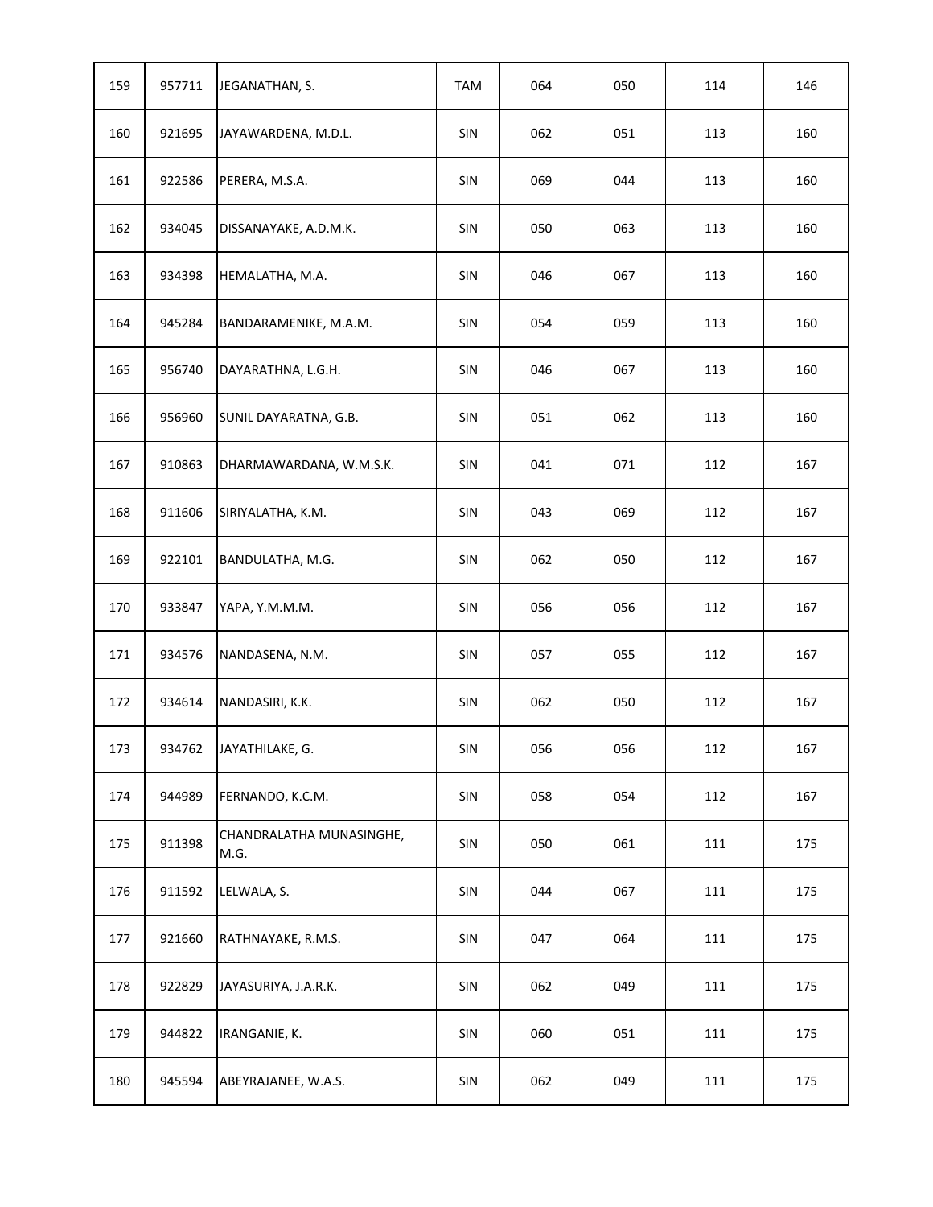| | | | | | | | |
|---|---|---|---|---|---|---|---|
| 159 | 957711 | JEGANATHAN, S. | TAM | 064 | 050 | 114 | 146 |
| 160 | 921695 | JAYAWARDENA, M.D.L. | SIN | 062 | 051 | 113 | 160 |
| 161 | 922586 | PERERA, M.S.A. | SIN | 069 | 044 | 113 | 160 |
| 162 | 934045 | DISSANAYAKE, A.D.M.K. | SIN | 050 | 063 | 113 | 160 |
| 163 | 934398 | HEMALATHA, M.A. | SIN | 046 | 067 | 113 | 160 |
| 164 | 945284 | BANDARAMENIKE, M.A.M. | SIN | 054 | 059 | 113 | 160 |
| 165 | 956740 | DAYARATHNA, L.G.H. | SIN | 046 | 067 | 113 | 160 |
| 166 | 956960 | SUNIL DAYARATNA, G.B. | SIN | 051 | 062 | 113 | 160 |
| 167 | 910863 | DHARMAWARDANA, W.M.S.K. | SIN | 041 | 071 | 112 | 167 |
| 168 | 911606 | SIRIYALATHA, K.M. | SIN | 043 | 069 | 112 | 167 |
| 169 | 922101 | BANDULATHA, M.G. | SIN | 062 | 050 | 112 | 167 |
| 170 | 933847 | YAPA, Y.M.M.M. | SIN | 056 | 056 | 112 | 167 |
| 171 | 934576 | NANDASENA, N.M. | SIN | 057 | 055 | 112 | 167 |
| 172 | 934614 | NANDASIRI, K.K. | SIN | 062 | 050 | 112 | 167 |
| 173 | 934762 | JAYATHILAKE, G. | SIN | 056 | 056 | 112 | 167 |
| 174 | 944989 | FERNANDO, K.C.M. | SIN | 058 | 054 | 112 | 167 |
| 175 | 911398 | CHANDRALATHA MUNASINGHE, M.G. | SIN | 050 | 061 | 111 | 175 |
| 176 | 911592 | LELWALA, S. | SIN | 044 | 067 | 111 | 175 |
| 177 | 921660 | RATHNAYAKE, R.M.S. | SIN | 047 | 064 | 111 | 175 |
| 178 | 922829 | JAYASURIYA, J.A.R.K. | SIN | 062 | 049 | 111 | 175 |
| 179 | 944822 | IRANGANIE, K. | SIN | 060 | 051 | 111 | 175 |
| 180 | 945594 | ABEYRAJANEE, W.A.S. | SIN | 062 | 049 | 111 | 175 |